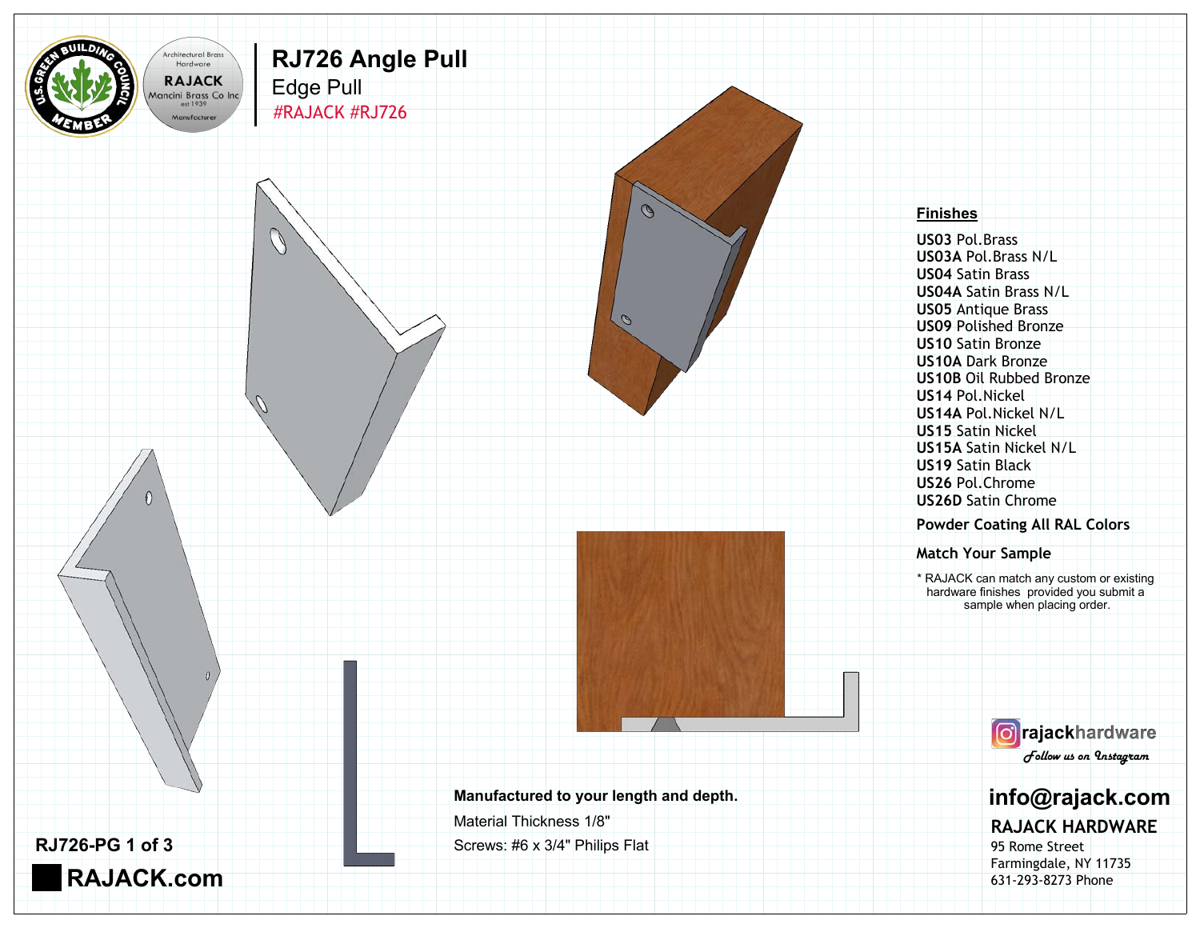# RJ726 Angle Pull

## Edge Pull

#RAJACK #RJ726

## Finishes

**US03** Pol.Brass
**US03A** Pol.Brass N/L
**US04** Satin Brass
**US04A** Satin Brass N/L
**US05** Antique Brass
**US09** Polished Bronze
**US10** Satin Bronze
**US10A** Dark Bronze
**US10B** Oil Rubbed Bronze
**US14** Pol.Nickel
**US14A** Pol.Nickel N/L
**US15** Satin Nickel
**US15A** Satin Nickel N/L
**US19** Satin Black
**US26** Pol.Chrome
**US26D** Satin Chrome

Powder Coating All RAL Colors

Match Your Sample

* RAJACK can match any custom or existing hardware finishes provided you submit a sample when placing order.

**Manufactured to your length and depth.**

Material Thickness 1/8"

Screws: #6 x 3/4" Philips Flat

rajackhardware
Follow us on Instagram

**info@rajack.com**

**RAJACK HARDWARE**
95 Rome Street
Farmingdale, NY 11735
631-293-8273 Phone

**RJ726-PG 1 of 3**

**RAJACK.com**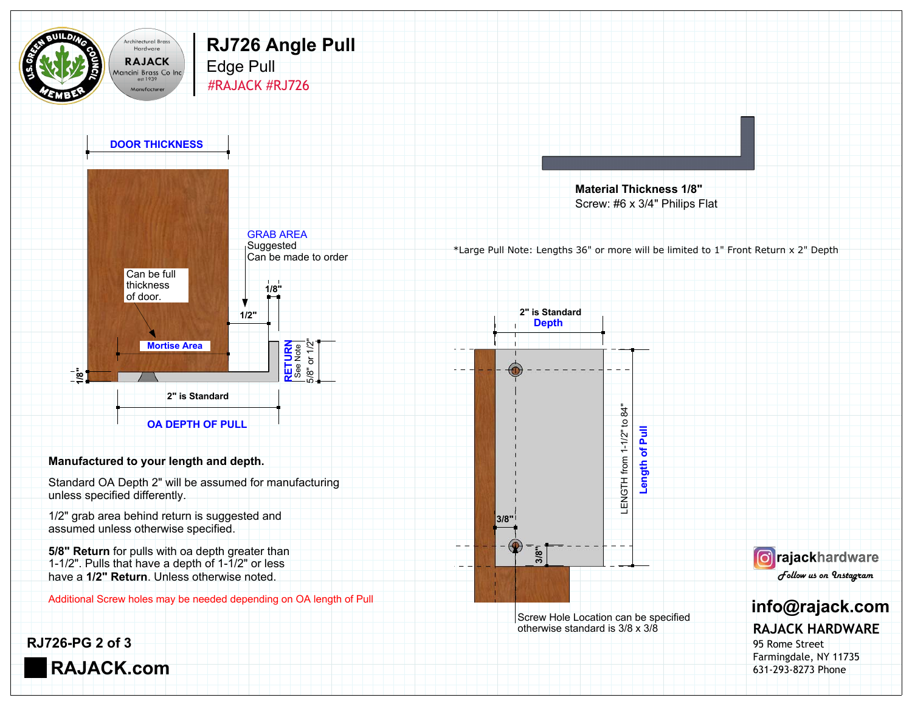# RJ726 Angle Pull

## Edge Pull

#RAJACK #RJ726

DOOR THICKNESS

GRAB AREA
Suggested
Can be made to order

Can be full thickness of door.

Mortise Area

1/8"

1/2"

1/8"

RETURN See Note 5/8" or 1/2"

2" is Standard

OA DEPTH OF PULL

Material Thickness 1/8"
Screw: #6 x 3/4" Philips Flat

*Large Pull Note: Lengths 36" or more will be limited to 1" Front Return x 2" Depth

2" is Standard
Depth

LENGTH from 1-1/2" to 84"
Length of Pull

3/8"

3/8"

Screw Hole Location can be specified otherwise standard is 3/8 x 3/8

**Manufactured to your length and depth.**

Standard OA Depth 2" will be assumed for manufacturing unless specified differently.

1/2" grab area behind return is suggested and assumed unless otherwise specified.

**5/8" Return** for pulls with oa depth greater than 1-1/2". Pulls that have a depth of 1-1/2" or less have a **1/2" Return**. Unless otherwise noted.

Additional Screw holes may be needed depending on OA length of Pull

RJ726-PG 2 of 3

**RAJACK.com**

rajackhardware
Follow us on Instagram

**info@rajack.com**

**RAJACK HARDWARE**
95 Rome Street
Farmingdale, NY 11735
631-293-8273 Phone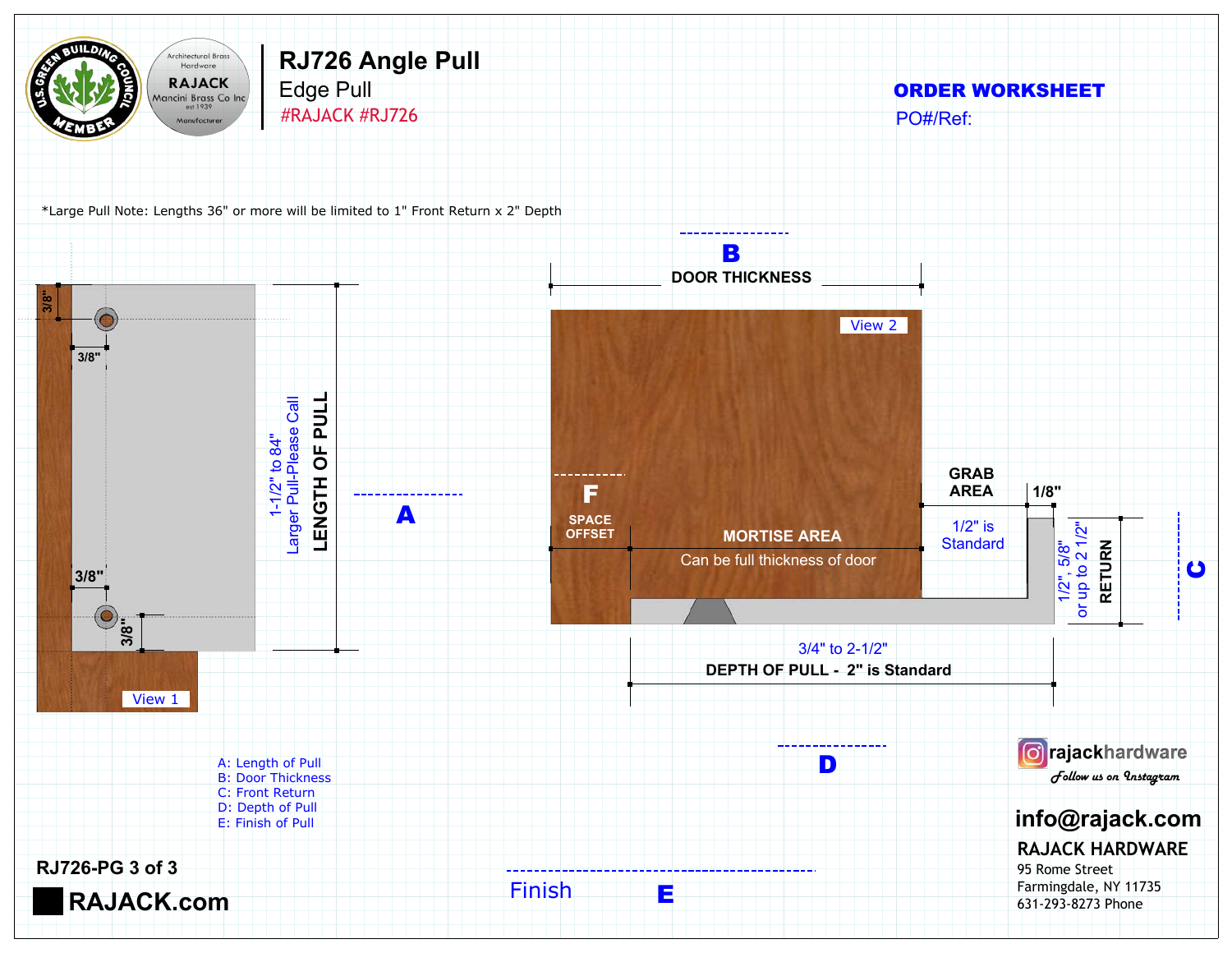# RJ726 Angle Pull

Edge Pull

#RAJACK #RJ726

**ORDER WORKSHEET**

PO#/Ref:

*Large Pull Note: Lengths 36" or more will be limited to 1" Front Return x 2" Depth

View 1

3/8"

3/8"

3/8"

3/8"

1-1/2" to 84"
Larger Pull-Please Call

LENGTH OF PULL

A

B

DOOR THICKNESS

View 2

F

SPACE OFFSET

MORTISE AREA

Can be full thickness of door

GRAB AREA

1/2" is Standard

1/8"

1/2", 5/8" or up to 2 1/2"

RETURN

C

3/4" to 2-1/2"

DEPTH OF PULL - 2" is Standard

D

A: Length of Pull
B: Door Thickness
C: Front Return
D: Depth of Pull
E: Finish of Pull

Finish E

rajackhardware
*Follow us on Instagram*

info@rajack.com

RAJACK HARDWARE
95 Rome Street
Farmingdale, NY 11735
631-293-8273 Phone

RAJACK.com